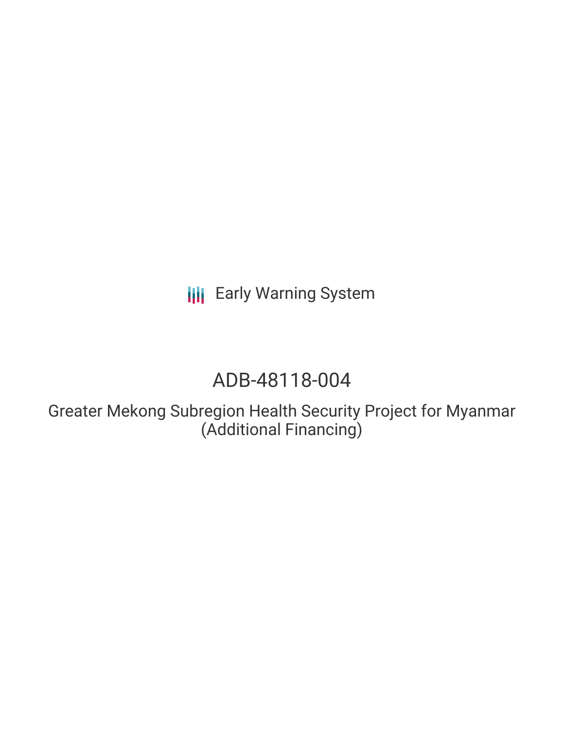Early Warning System

# ADB-48118-004

## Greater Mekong Subregion Health Security Project for Myanmar (Additional Financing)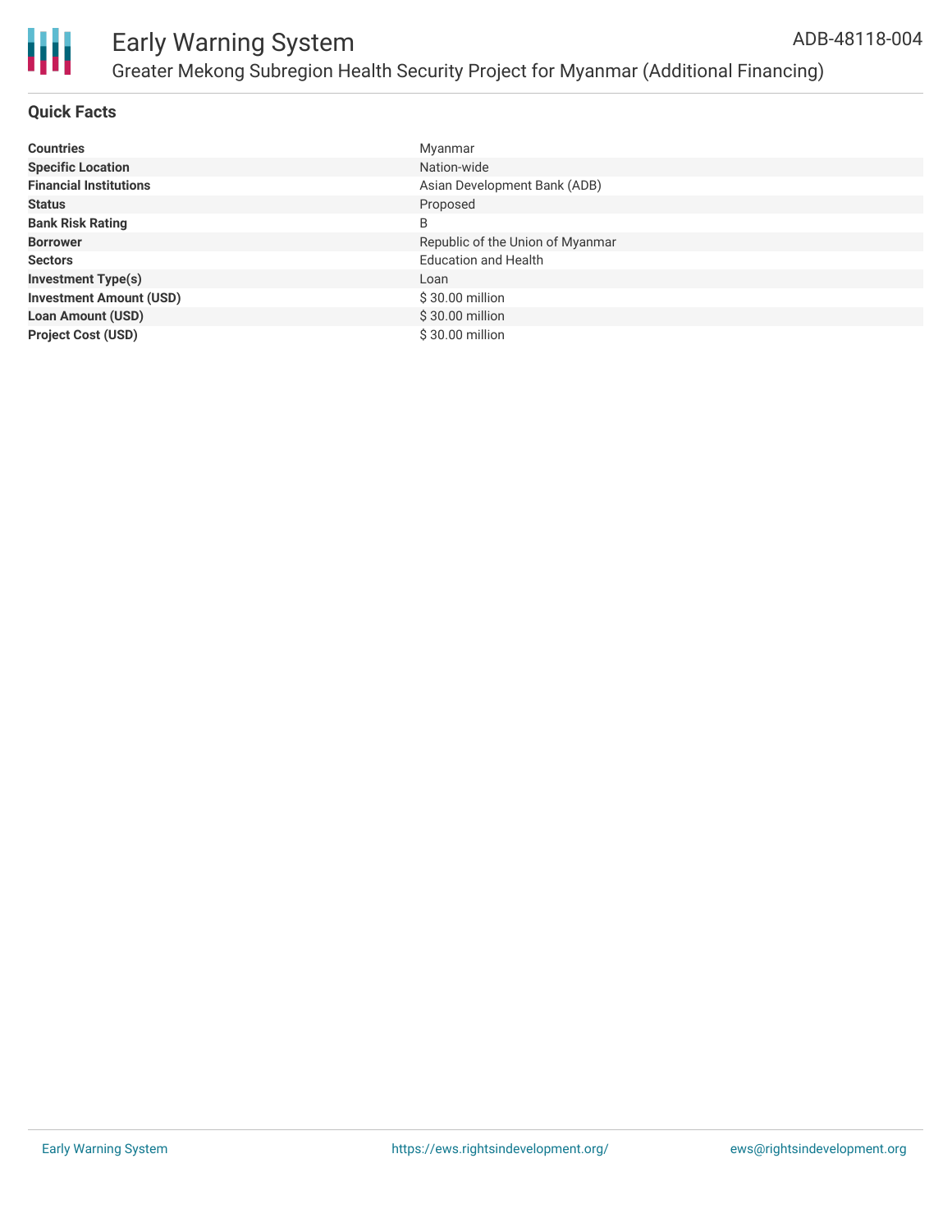# Early Warning System

## Greater Mekong Subregion Health Security Project for Myanmar (Additional Financing)

ADB-48118-004

### Quick Facts

| | |
|---|---|
| **Countries** | Myanmar |
| **Specific Location** | Nation-wide |
| **Financial Institutions** | Asian Development Bank (ADB) |
| **Status** | Proposed |
| **Bank Risk Rating** | B |
| **Borrower** | Republic of the Union of Myanmar |
| **Sectors** | Education and Health |
| **Investment Type(s)** | Loan |
| **Investment Amount (USD)** | $ 30.00 million |
| **Loan Amount (USD)** | $ 30.00 million |
| **Project Cost (USD)** | $ 30.00 million |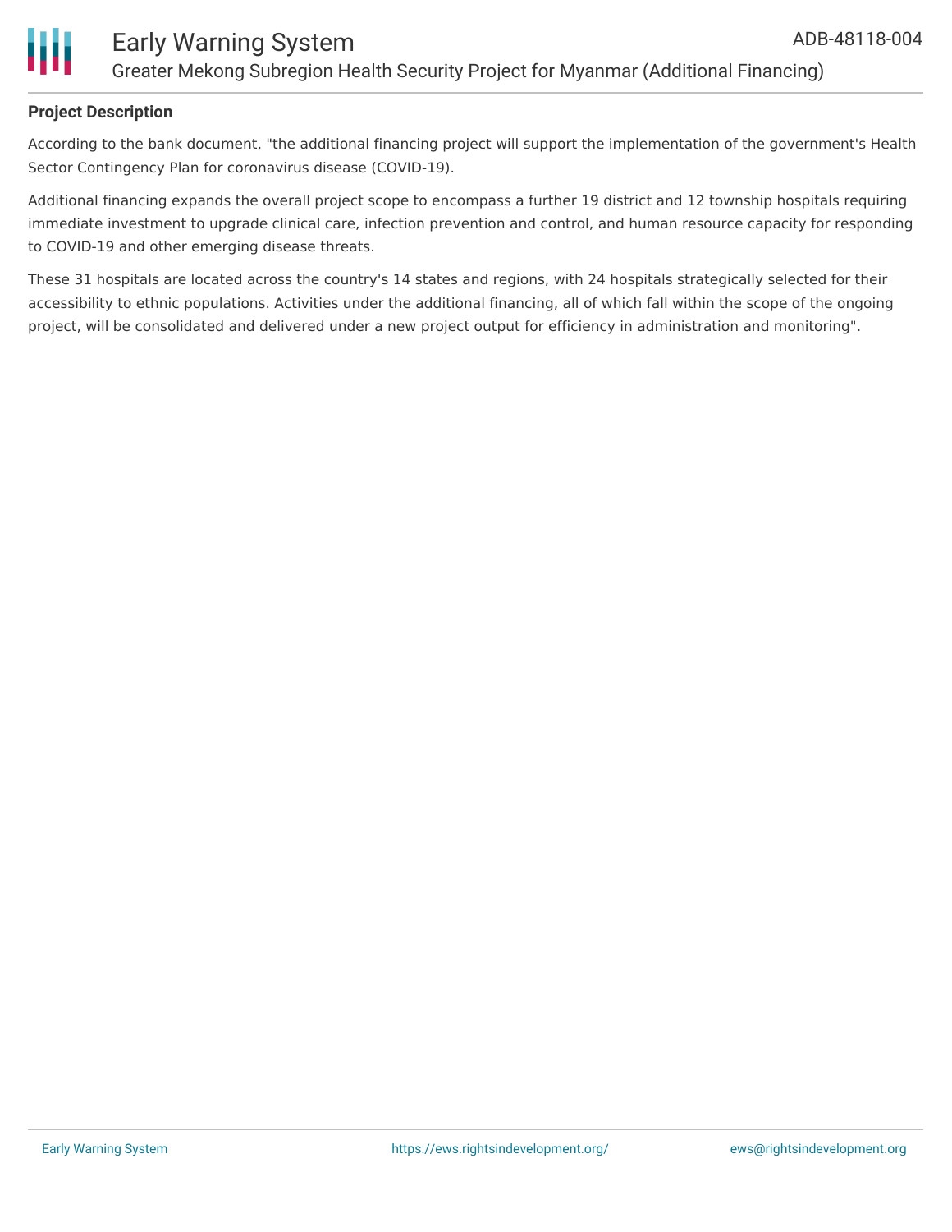**Project Description**

According to the bank document, "the additional financing project will support the implementation of the government's Health Sector Contingency Plan for coronavirus disease (COVID-19).

Additional financing expands the overall project scope to encompass a further 19 district and 12 township hospitals requiring immediate investment to upgrade clinical care, infection prevention and control, and human resource capacity for responding to COVID-19 and other emerging disease threats.

These 31 hospitals are located across the country's 14 states and regions, with 24 hospitals strategically selected for their accessibility to ethnic populations. Activities under the additional financing, all of which fall within the scope of the ongoing project, will be consolidated and delivered under a new project output for efficiency in administration and monitoring".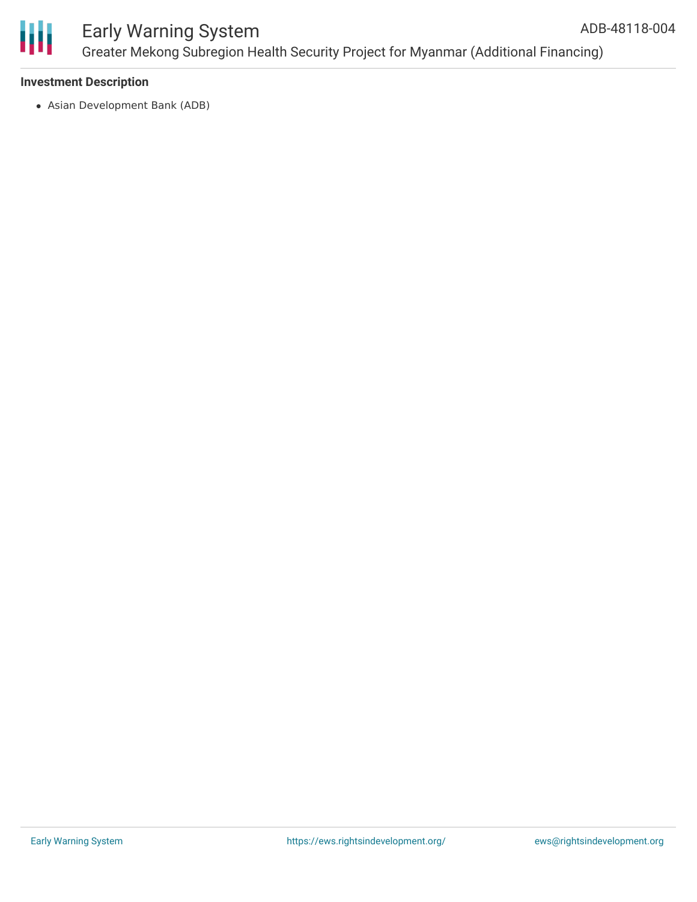**Investment Description**

- Asian Development Bank (ADB)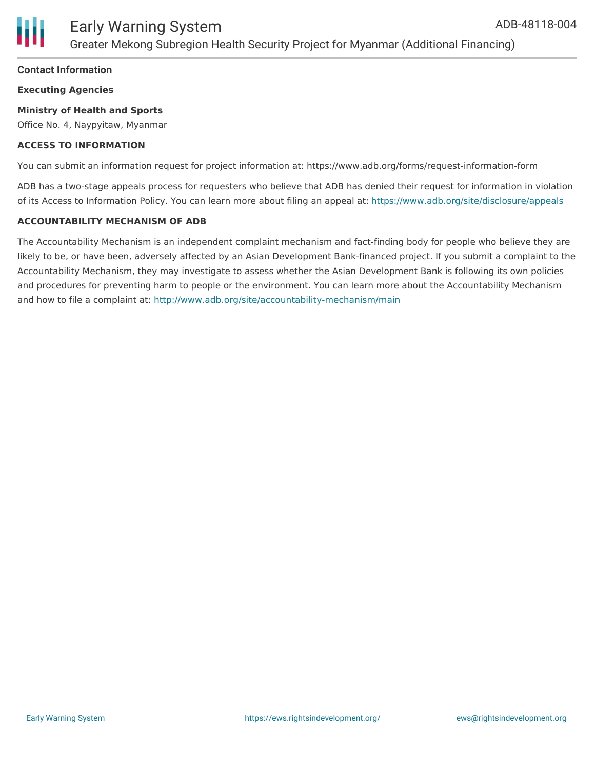## Contact Information

**Executing Agencies**

**Ministry of Health and Sports**
Office No. 4, Naypyitaw, Myanmar

**ACCESS TO INFORMATION**

You can submit an information request for project information at: https://www.adb.org/forms/request-information-form

ADB has a two-stage appeals process for requesters who believe that ADB has denied their request for information in violation of its Access to Information Policy. You can learn more about filing an appeal at: https://www.adb.org/site/disclosure/appeals

**ACCOUNTABILITY MECHANISM OF ADB**

The Accountability Mechanism is an independent complaint mechanism and fact-finding body for people who believe they are likely to be, or have been, adversely affected by an Asian Development Bank-financed project. If you submit a complaint to the Accountability Mechanism, they may investigate to assess whether the Asian Development Bank is following its own policies and procedures for preventing harm to people or the environment. You can learn more about the Accountability Mechanism and how to file a complaint at: http://www.adb.org/site/accountability-mechanism/main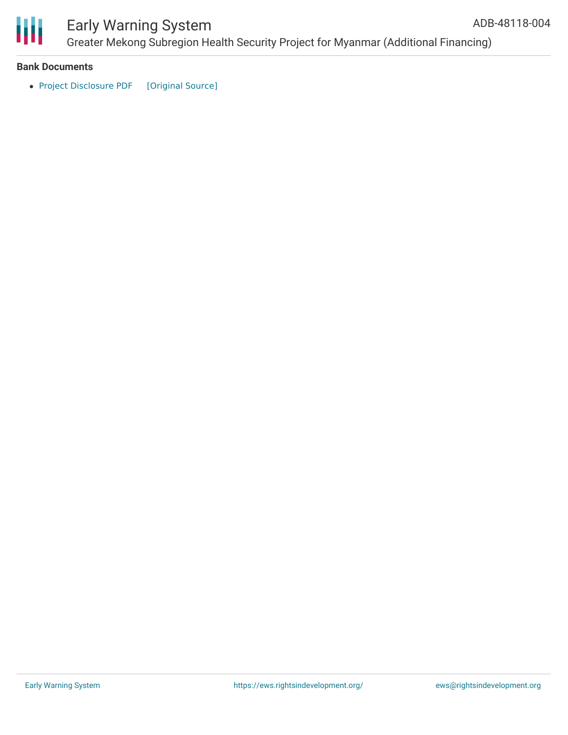**Bank Documents**

- Project Disclosure PDF [Original Source]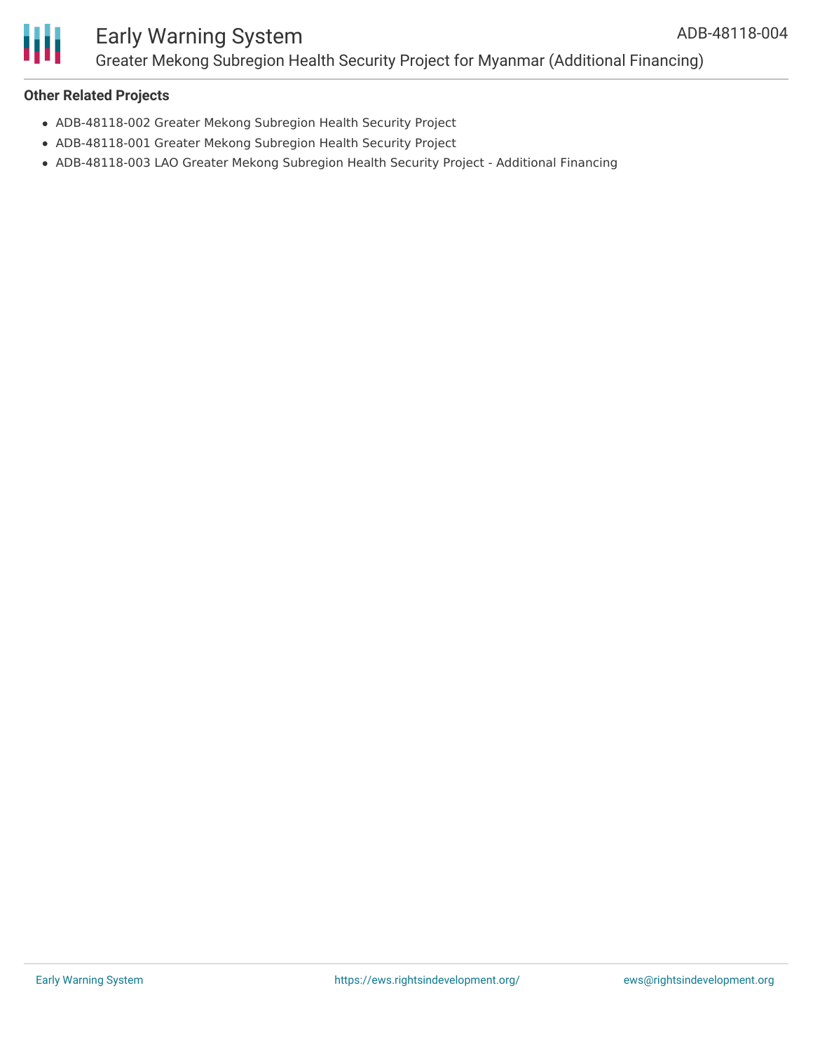**Other Related Projects**

- ADB-48118-002 Greater Mekong Subregion Health Security Project
- ADB-48118-001 Greater Mekong Subregion Health Security Project
- ADB-48118-003 LAO Greater Mekong Subregion Health Security Project - Additional Financing